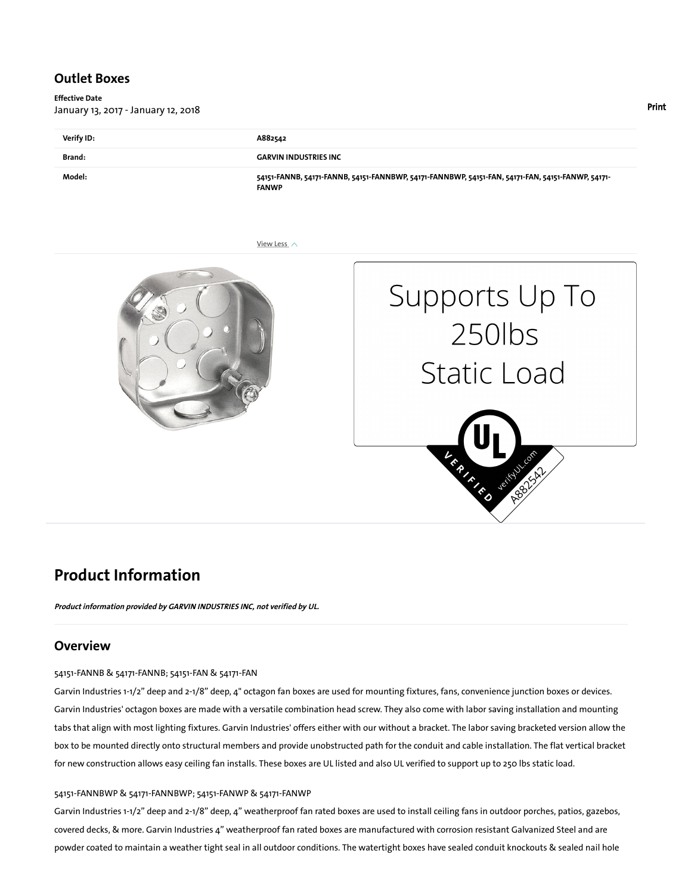## Outlet Boxes

**Effective Date**
January 13, 2017 - January 12, 2018

Print

| | |
|---|---|
| **Verify ID:** | **A882542** |
| **Brand:** | **GARVIN INDUSTRIES INC** |
| **Model:** | **54151-FANNB, 54171-FANNB, 54151-FANNBWP, 54171-FANNBWP, 54151-FAN, 54171-FAN, 54151-FANWP, 54171-FANWP** |

View Less

Supports Up To
250lbs
Static Load

UL VERIFIED verifyUL.com A882542

## Product Information

***Product information provided by GARVIN INDUSTRIES INC, not verified by UL.***

### Overview

54151-FANNB & 54171-FANNB; 54151-FAN & 54171-FAN

Garvin Industries 1-1/2" deep and 2-1/8" deep, 4" octagon fan boxes are used for mounting fixtures, fans, convenience junction boxes or devices. Garvin Industries' octagon boxes are made with a versatile combination head screw. They also come with labor saving installation and mounting tabs that align with most lighting fixtures. Garvin Industries' offers either with our without a bracket. The labor saving bracketed version allow the box to be mounted directly onto structural members and provide unobstructed path for the conduit and cable installation. The flat vertical bracket for new construction allows easy ceiling fan installs. These boxes are UL listed and also UL verified to support up to 250 lbs static load.

54151-FANNBWP & 54171-FANNBWP; 54151-FANWP & 54171-FANWP

Garvin Industries 1-1/2" deep and 2-1/8" deep, 4" weatherproof fan rated boxes are used to install ceiling fans in outdoor porches, patios, gazebos, covered decks, & more. Garvin Industries 4" weatherproof fan rated boxes are manufactured with corrosion resistant Galvanized Steel and are powder coated to maintain a weather tight seal in all outdoor conditions. The watertight boxes have sealed conduit knockouts & sealed nail hole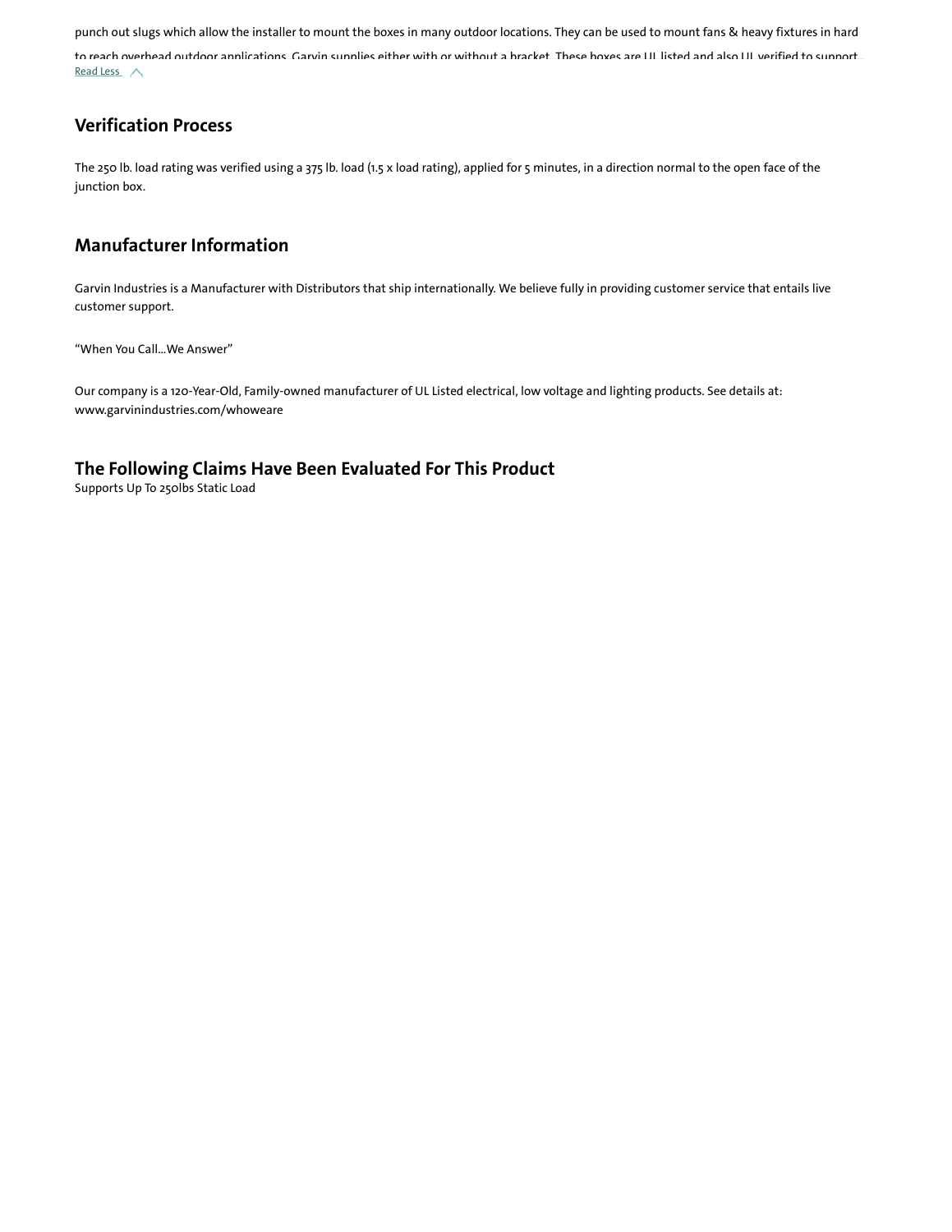punch out slugs which allow the installer to mount the boxes in many outdoor locations. They can be used to mount fans & heavy fixtures in hard to reach overhead outdoor applications. Garvin supplies either with or without a bracket. These boxes are UL listed and also UL verified to support...

Read Less

## Verification Process

The 250 lb. load rating was verified using a 375 lb. load (1.5 x load rating), applied for 5 minutes, in a direction normal to the open face of the junction box.

## Manufacturer Information

Garvin Industries is a Manufacturer with Distributors that ship internationally. We believe fully in providing customer service that entails live customer support.

"When You Call...We Answer"

Our company is a 120-Year-Old, Family-owned manufacturer of UL Listed electrical, low voltage and lighting products. See details at: www.garvinindustries.com/whoweare

## The Following Claims Have Been Evaluated For This Product

Supports Up To 250lbs Static Load